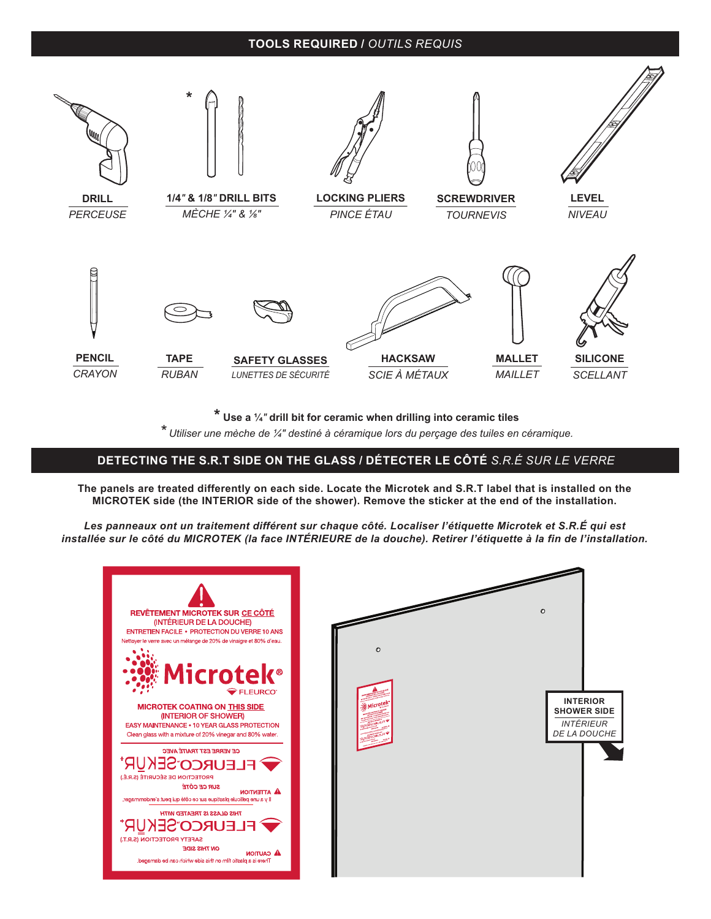## TOOLS REQUIRED / *OUTILS REQUIS*

| | | | | |
|---|---|---|---|---|
| **DRILL** | **1/4″ & 1/8″ DRILL BITS** * | **LOCKING PLIERS** | **SCREWDRIVER** | **LEVEL** |
| *PERCEUSE* | *MÈCHE ¼" & ⅛"* | *PINCE ÉTAU* | *TOURNEVIS* | *NIVEAU* |

| | | | | | |
|---|---|---|---|---|---|
| **PENCIL** | **TAPE** | **SAFETY GLASSES** | **HACKSAW** | **MALLET** | **SILICONE** |
| *CRAYON* | *RUBAN* | *LUNETTES DE SÉCURITÉ* | *SCIE À MÉTAUX* | *MAILLET* | *SCELLANT* |

\* **Use a ¼″ drill bit for ceramic when drilling into ceramic tiles**

\* *Utiliser une mèche de ¼" destiné à céramique lors du perçage des tuiles en céramique.*

## DETECTING THE S.R.T SIDE ON THE GLASS / DÉTECTER LE CÔTÉ *S.R.É SUR LE VERRE*

**The panels are treated differently on each side. Locate the Microtek and S.R.T label that is installed on the MICROTEK side (the INTERIOR side of the shower). Remove the sticker at the end of the installation.**

***Les panneaux ont un traitement différent sur chaque côté. Localiser l'étiquette Microtek et S.R.É qui est installée sur le côté du MICROTEK (la face INTÉRIEURE de la douche). Retirer l'étiquette à la fin de l'installation.***

REVÊTEMENT MICROTEK SUR CE CÔTÉ
(INTÉRIEUR DE LA DOUCHE)
ENTRETIEN FACILE • PROTECTION DU VERRE 10 ANS
Nettoyer le verre avec un mélange de 20% de vinaigre et 80% d'eau.

Microtek® FLEURCO

MICROTEK COATING ON THIS SIDE
(INTERIOR OF SHOWER)
EASY MAINTENANCE • 10 YEAR GLASS PROTECTION
Clean glass with a mixture of 20% vinegar and 80% water.

INTERIOR SHOWER SIDE
*INTÉRIEUR DE LA DOUCHE*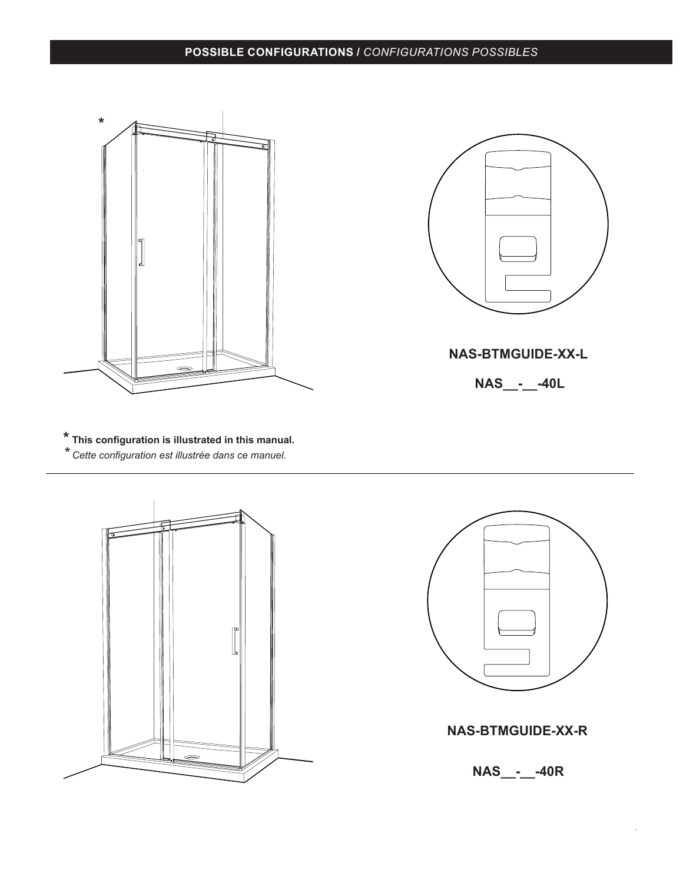## POSSIBLE CONFIGURATIONS / *CONFIGURATIONS POSSIBLES*

**NAS-BTMGUIDE-XX-L**

**NAS__-__-40L**

**\* This configuration is illustrated in this manual.**

*\* Cette configuration est illustrée dans ce manuel.*

---

**NAS-BTMGUIDE-XX-R**

**NAS__-__-40R**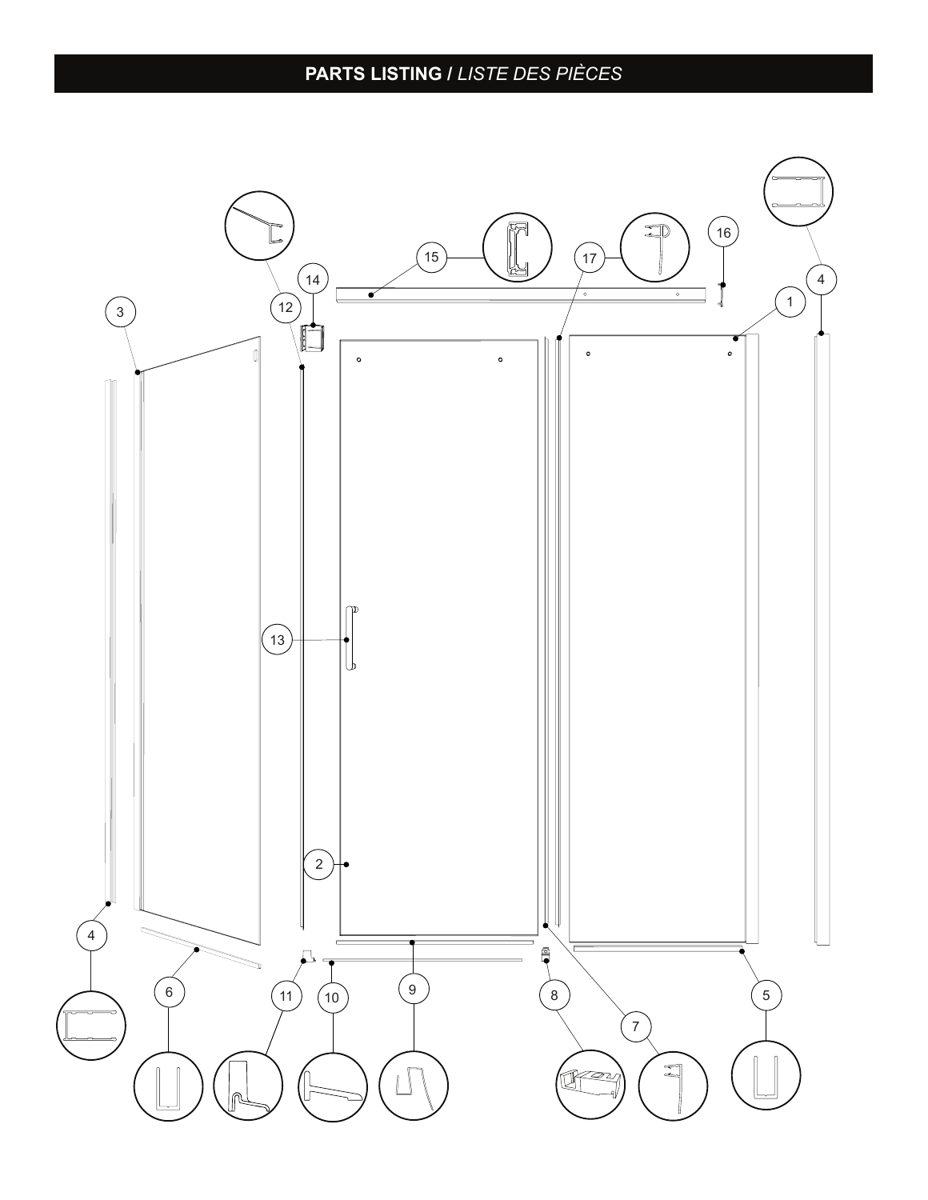# PARTS LISTING / *LISTE DES PIÈCES*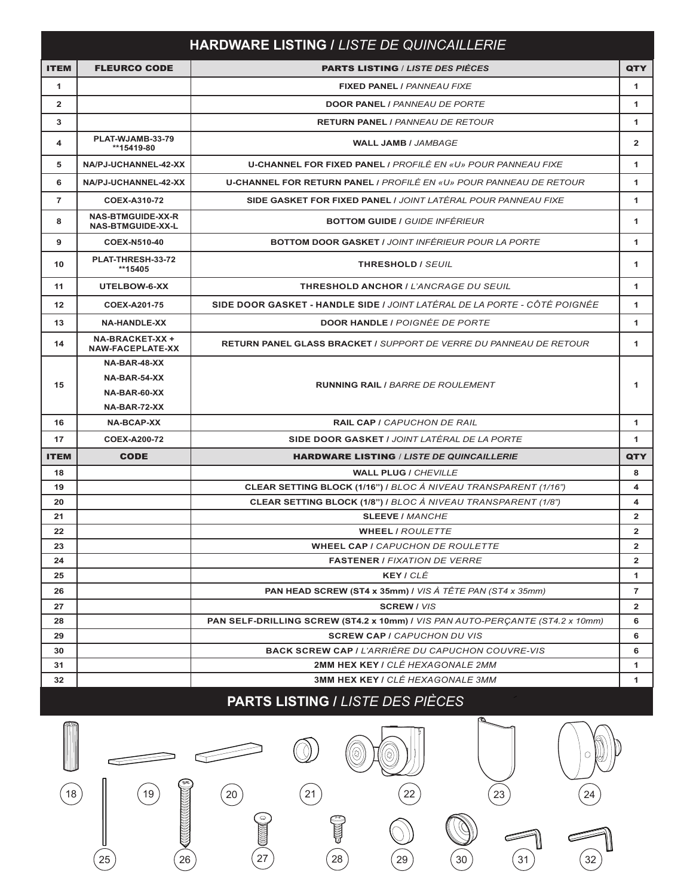## HARDWARE LISTING / *LISTE DE QUINCAILLERIE*

| ITEM | FLEURCO CODE | PARTS LISTING / *LISTE DES PIÈCES* | QTY |
|---|---|---|---|
| 1 | | **FIXED PANEL /** *PANNEAU FIXE* | 1 |
| 2 | | **DOOR PANEL /** *PANNEAU DE PORTE* | 1 |
| 3 | | **RETURN PANEL /** *PANNEAU DE RETOUR* | 1 |
| 4 | PLAT-WJAMB-33-79 **15419-80 | **WALL JAMB /** *JAMBAGE* | 2 |
| 5 | NA/PJ-UCHANNEL-42-XX | **U-CHANNEL FOR FIXED PANEL /** *PROFILÉ EN «U» POUR PANNEAU FIXE* | 1 |
| 6 | NA/PJ-UCHANNEL-42-XX | **U-CHANNEL FOR RETURN PANEL /** *PROFILÉ EN «U» POUR PANNEAU DE RETOUR* | 1 |
| 7 | COEX-A310-72 | **SIDE GASKET FOR FIXED PANEL /** *JOINT LATÉRAL POUR PANNEAU FIXE* | 1 |
| 8 | NAS-BTMGUIDE-XX-R NAS-BTMGUIDE-XX-L | **BOTTOM GUIDE /** *GUIDE INFÉRIEUR* | 1 |
| 9 | COEX-N510-40 | **BOTTOM DOOR GASKET /** *JOINT INFÉRIEUR POUR LA PORTE* | 1 |
| 10 | PLAT-THRESH-33-72 **15405 | **THRESHOLD /** *SEUIL* | 1 |
| 11 | UTELBOW-6-XX | **THRESHOLD ANCHOR /** *L'ANCRAGE DU SEUIL* | 1 |
| 12 | COEX-A201-75 | **SIDE DOOR GASKET - HANDLE SIDE /** *JOINT LATÉRAL DE LA PORTE - CÔTÉ POIGNÉE* | 1 |
| 13 | NA-HANDLE-XX | **DOOR HANDLE /** *POIGNÉE DE PORTE* | 1 |
| 14 | NA-BRACKET-XX + NAW-FACEPLATE-XX | **RETURN PANEL GLASS BRACKET /** *SUPPORT DE VERRE DU PANNEAU DE RETOUR* | 1 |
| 15 | NA-BAR-48-XX NA-BAR-54-XX NA-BAR-60-XX NA-BAR-72-XX | **RUNNING RAIL /** *BARRE DE ROULEMENT* | 1 |
| 16 | NA-BCAP-XX | **RAIL CAP /** *CAPUCHON DE RAIL* | 1 |
| 17 | COEX-A200-72 | **SIDE DOOR GASKET /** *JOINT LATÉRAL DE LA PORTE* | 1 |
| **ITEM** | **CODE** | **HARDWARE LISTING** / *LISTE DE QUINCAILLERIE* | **QTY** |
| 18 | | **WALL PLUG /** *CHEVILLE* | 8 |
| 19 | | **CLEAR SETTING BLOCK (1/16") /** *BLOC À NIVEAU TRANSPARENT (1/16")* | 4 |
| 20 | | **CLEAR SETTING BLOCK (1/8") /** *BLOC À NIVEAU TRANSPARENT (1/8")* | 4 |
| 21 | | **SLEEVE /** *MANCHE* | 2 |
| 22 | | **WHEEL /** *ROULETTE* | 2 |
| 23 | | **WHEEL CAP /** *CAPUCHON DE ROULETTE* | 2 |
| 24 | | **FASTENER /** *FIXATION DE VERRE* | 2 |
| 25 | | **KEY /** *CLÉ* | 1 |
| 26 | | **PAN HEAD SCREW (ST4 x 35mm) /** *VIS À TÊTE PAN (ST4 x 35mm)* | 7 |
| 27 | | **SCREW /** *VIS* | 2 |
| 28 | | **PAN SELF-DRILLING SCREW (ST4.2 x 10mm) /** *VIS PAN AUTO-PERÇANTE (ST4.2 x 10mm)* | 6 |
| 29 | | **SCREW CAP /** *CAPUCHON DU VIS* | 6 |
| 30 | | **BACK SCREW CAP /** *L'ARRIÈRE DU CAPUCHON COUVRE-VIS* | 6 |
| 31 | | **2MM HEX KEY /** *CLÉ HEXAGONALE 2MM* | 1 |
| 32 | | **3MM HEX KEY /** *CLÉ HEXAGONALE 3MM* | 1 |

## PARTS LISTING / *LISTE DES PIÈCES*

18 19 20 21 22 23 24

25 26 27 28 29 30 31 32